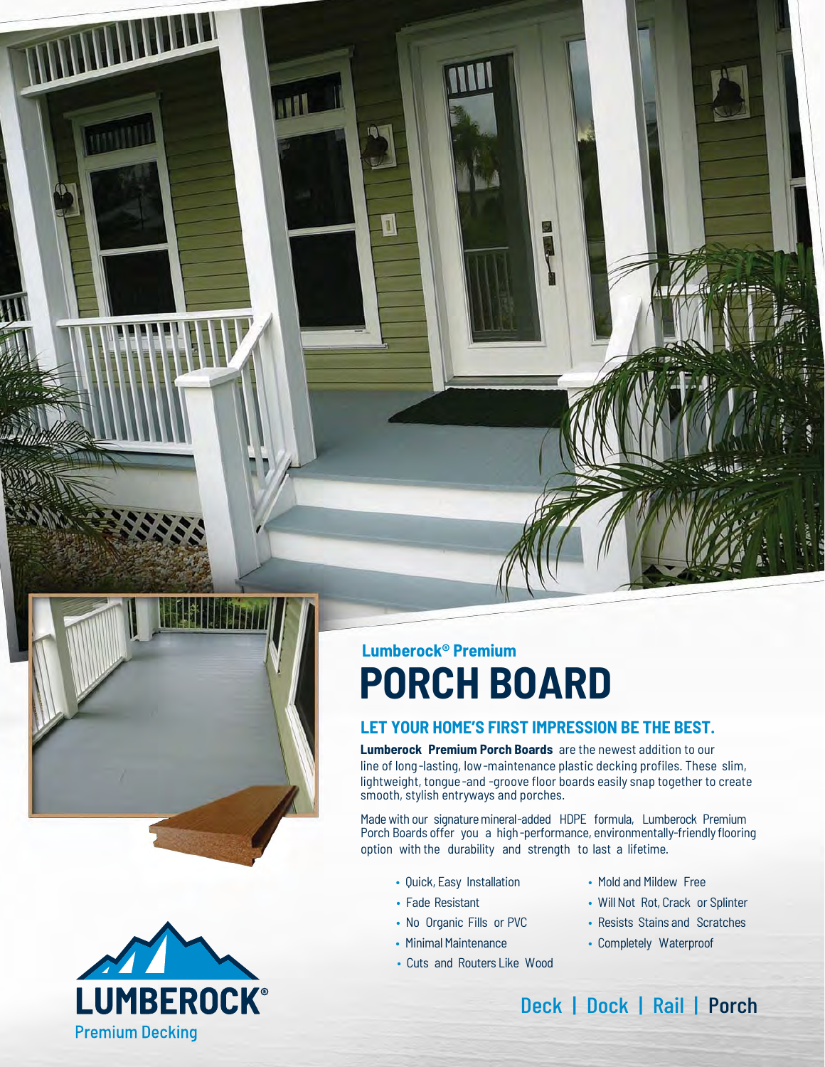## Lumberock® Premium

# PORCH BOARD

### LET YOUR HOME'S FIRST IMPRESSION BE THE BEST.

**Lumberock Premium Porch Boards** are the newest addition to our line of long-lasting, low-maintenance plastic decking profiles. These slim, lightweight, tongue-and-groove floor boards easily snap together to create smooth, stylish entryways and porches.

Made with our signature mineral-added HDPE formula, Lumberock Premium Porch Boards offer you a high-performance, environmentally-friendly flooring option with the durability and strength to last a lifetime.

- Quick, Easy Installation
- Fade Resistant
- No Organic Fills or PVC
- Minimal Maintenance
- Cuts and Routers Like Wood
- Mold and Mildew Free
- Will Not Rot, Crack or Splinter
- Resists Stains and Scratches
- Completely Waterproof

Deck | Dock | Rail | Porch

LUMBEROCK®
Premium Decking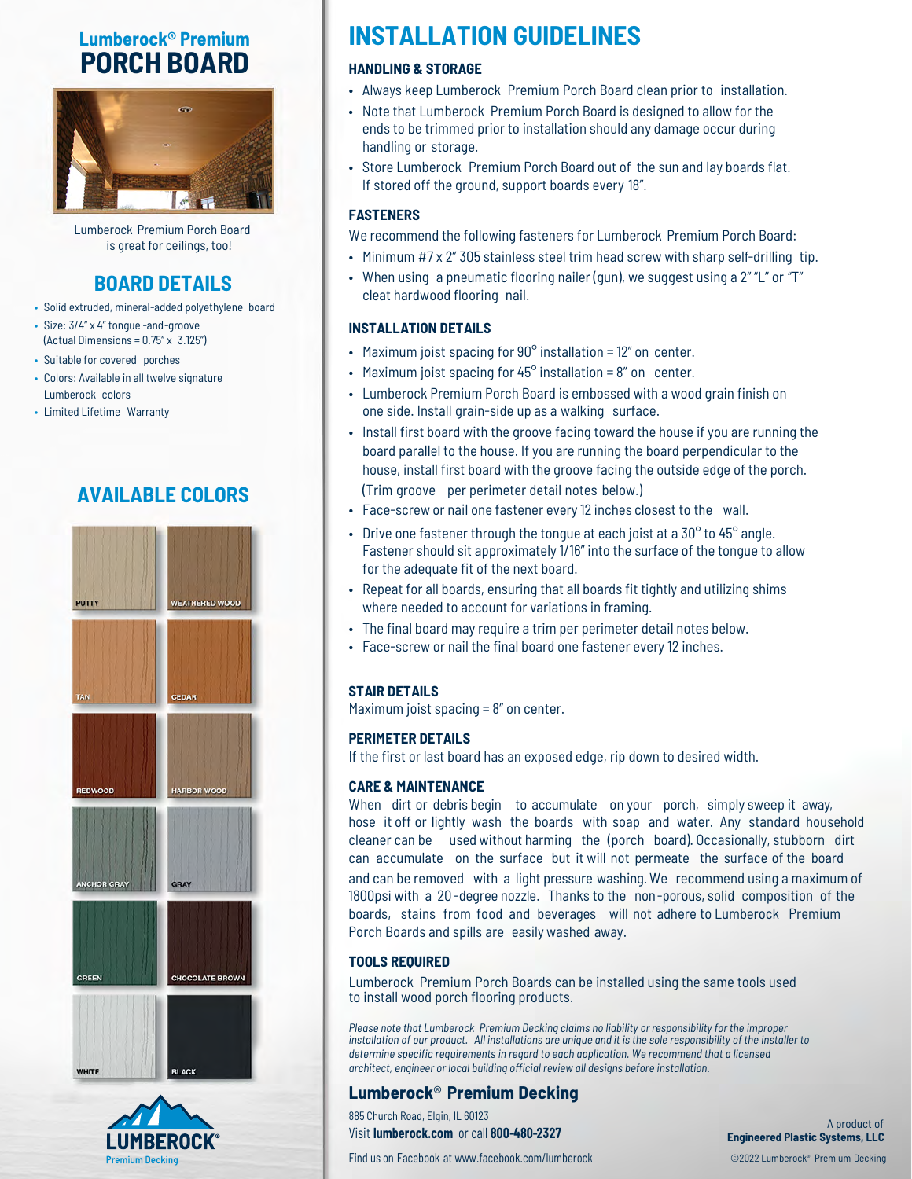## Lumberock® Premium
# PORCH BOARD

Lumberock Premium Porch Board is great for ceilings, too!

## BOARD DETAILS

- Solid extruded, mineral-added polyethylene board
- Size: 3/4" x 4" tongue-and-groove (Actual Dimensions = 0.75" x 3.125")
- Suitable for covered porches
- Colors: Available in all twelve signature Lumberock colors
- Limited Lifetime Warranty

## AVAILABLE COLORS

PUTTY
WEATHERED WOOD
TAN
CEDAR
REDWOOD
HARBOR WOOD
ANCHOR GRAY
GRAY
GREEN
CHOCOLATE BROWN
WHITE
BLACK

LUMBEROCK®
Premium Decking

# INSTALLATION GUIDELINES

### HANDLING & STORAGE

- Always keep Lumberock Premium Porch Board clean prior to installation.
- Note that Lumberock Premium Porch Board is designed to allow for the ends to be trimmed prior to installation should any damage occur during handling or storage.
- Store Lumberock Premium Porch Board out of the sun and lay boards flat. If stored off the ground, support boards every 18".

### FASTENERS

We recommend the following fasteners for Lumberock Premium Porch Board:

- Minimum #7 x 2" 305 stainless steel trim head screw with sharp self-drilling tip.
- When using a pneumatic flooring nailer (gun), we suggest using a 2" "L" or "T" cleat hardwood flooring nail.

### INSTALLATION DETAILS

- Maximum joist spacing for 90° installation = 12" on center.
- Maximum joist spacing for 45° installation = 8" on center.
- Lumberock Premium Porch Board is embossed with a wood grain finish on one side. Install grain-side up as a walking surface.
- Install first board with the groove facing toward the house if you are running the board parallel to the house. If you are running the board perpendicular to the house, install first board with the groove facing the outside edge of the porch. (Trim groove per perimeter detail notes below.)
- Face-screw or nail one fastener every 12 inches closest to the wall.
- Drive one fastener through the tongue at each joist at a 30° to 45° angle. Fastener should sit approximately 1/16" into the surface of the tongue to allow for the adequate fit of the next board.
- Repeat for all boards, ensuring that all boards fit tightly and utilizing shims where needed to account for variations in framing.
- The final board may require a trim per perimeter detail notes below.
- Face-screw or nail the final board one fastener every 12 inches.

### STAIR DETAILS

Maximum joist spacing = 8" on center.

### PERIMETER DETAILS

If the first or last board has an exposed edge, rip down to desired width.

### CARE & MAINTENANCE

When dirt or debris begin to accumulate on your porch, simply sweep it away, hose it off or lightly wash the boards with soap and water. Any standard household cleaner can be used without harming the (porch board). Occasionally, stubborn dirt can accumulate on the surface but it will not permeate the surface of the board and can be removed with a light pressure washing. We recommend using a maximum of 1800psi with a 20-degree nozzle. Thanks to the non-porous, solid composition of the boards, stains from food and beverages will not adhere to Lumberock Premium Porch Boards and spills are easily washed away.

### TOOLS REQUIRED

Lumberock Premium Porch Boards can be installed using the same tools used to install wood porch flooring products.

*Please note that Lumberock Premium Decking claims no liability or responsibility for the improper installation of our product. All installations are unique and it is the sole responsibility of the installer to determine specific requirements in regard to each application. We recommend that a licensed architect, engineer or local building official review all designs before installation.*

## Lumberock® Premium Decking

885 Church Road, Elgin, IL 60123
Visit **lumberock.com** or call **800-480-2327**

Find us on Facebook at www.facebook.com/lumberock

A product of
**Engineered Plastic Systems, LLC**

©2022 Lumberock® Premium Decking